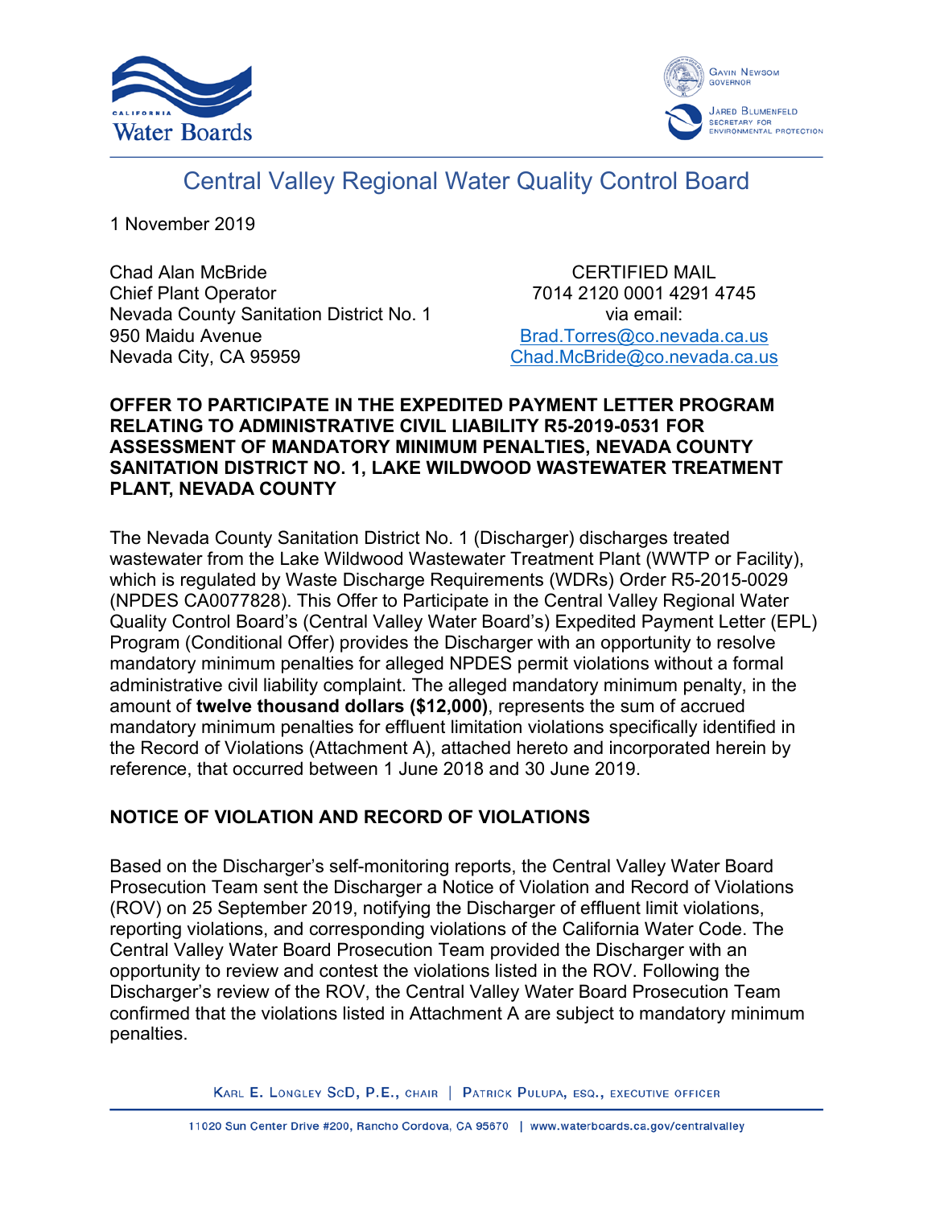California Water Boards

Gavin Newsom, Governor

Jared Blumenfeld, Secretary for Environmental Protection

# Central Valley Regional Water Quality Control Board

1 November 2019

Chad Alan McBride
Chief Plant Operator
Nevada County Sanitation District No. 1
950 Maidu Avenue
Nevada City, CA 95959

CERTIFIED MAIL
7014 2120 0001 4291 4745
via email:
Brad.Torres@co.nevada.ca.us
Chad.McBride@co.nevada.ca.us

**OFFER TO PARTICIPATE IN THE EXPEDITED PAYMENT LETTER PROGRAM RELATING TO ADMINISTRATIVE CIVIL LIABILITY R5-2019-0531 FOR ASSESSMENT OF MANDATORY MINIMUM PENALTIES, NEVADA COUNTY SANITATION DISTRICT NO. 1, LAKE WILDWOOD WASTEWATER TREATMENT PLANT, NEVADA COUNTY**

The Nevada County Sanitation District No. 1 (Discharger) discharges treated wastewater from the Lake Wildwood Wastewater Treatment Plant (WWTP or Facility), which is regulated by Waste Discharge Requirements (WDRs) Order R5-2015-0029 (NPDES CA0077828). This Offer to Participate in the Central Valley Regional Water Quality Control Board's (Central Valley Water Board's) Expedited Payment Letter (EPL) Program (Conditional Offer) provides the Discharger with an opportunity to resolve mandatory minimum penalties for alleged NPDES permit violations without a formal administrative civil liability complaint. The alleged mandatory minimum penalty, in the amount of **twelve thousand dollars ($12,000)**, represents the sum of accrued mandatory minimum penalties for effluent limitation violations specifically identified in the Record of Violations (Attachment A), attached hereto and incorporated herein by reference, that occurred between 1 June 2018 and 30 June 2019.

## NOTICE OF VIOLATION AND RECORD OF VIOLATIONS

Based on the Discharger's self-monitoring reports, the Central Valley Water Board Prosecution Team sent the Discharger a Notice of Violation and Record of Violations (ROV) on 25 September 2019, notifying the Discharger of effluent limit violations, reporting violations, and corresponding violations of the California Water Code. The Central Valley Water Board Prosecution Team provided the Discharger with an opportunity to review and contest the violations listed in the ROV. Following the Discharger's review of the ROV, the Central Valley Water Board Prosecution Team confirmed that the violations listed in Attachment A are subject to mandatory minimum penalties.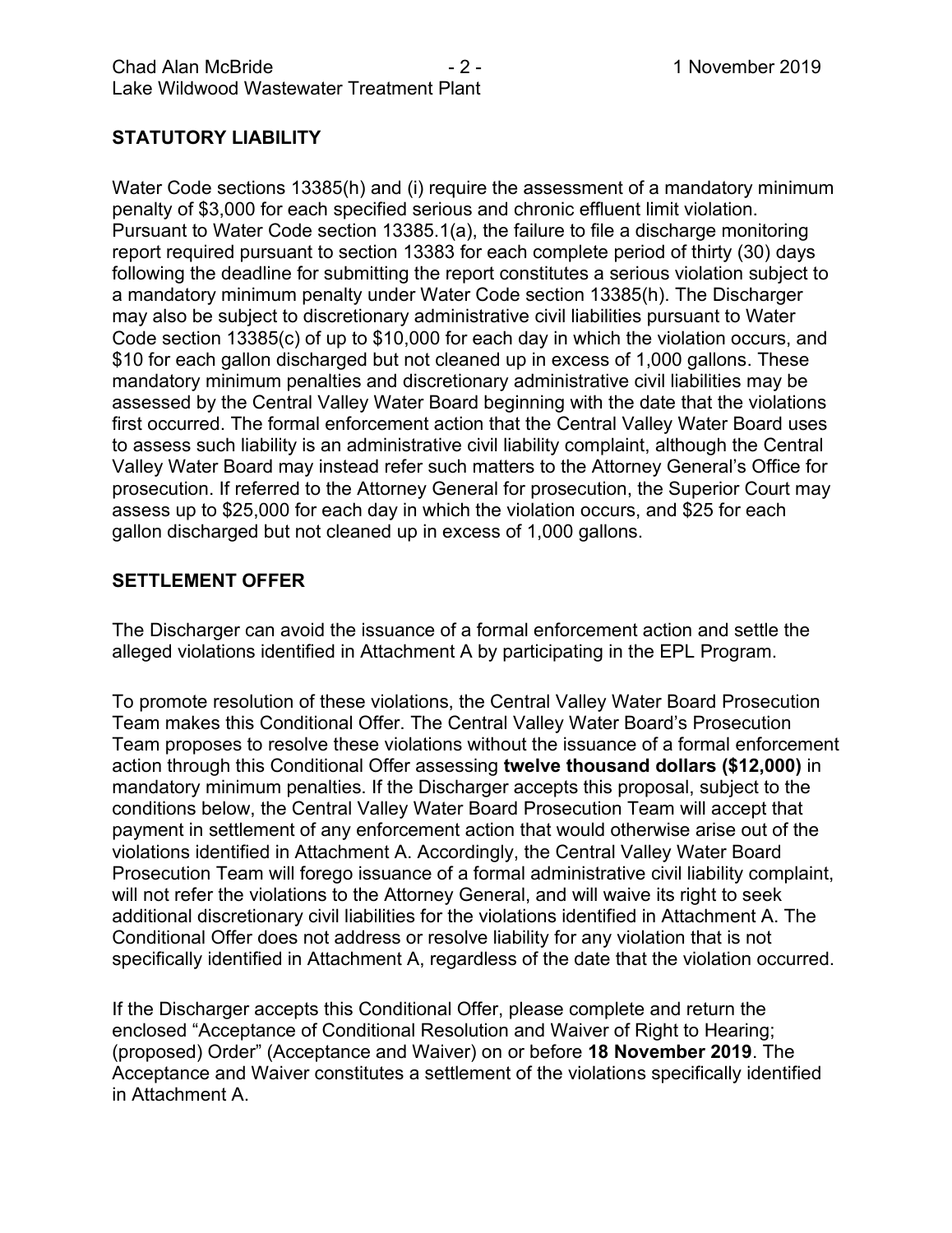## STATUTORY LIABILITY

Water Code sections 13385(h) and (i) require the assessment of a mandatory minimum penalty of $3,000 for each specified serious and chronic effluent limit violation. Pursuant to Water Code section 13385.1(a), the failure to file a discharge monitoring report required pursuant to section 13383 for each complete period of thirty (30) days following the deadline for submitting the report constitutes a serious violation subject to a mandatory minimum penalty under Water Code section 13385(h). The Discharger may also be subject to discretionary administrative civil liabilities pursuant to Water Code section 13385(c) of up to $10,000 for each day in which the violation occurs, and $10 for each gallon discharged but not cleaned up in excess of 1,000 gallons. These mandatory minimum penalties and discretionary administrative civil liabilities may be assessed by the Central Valley Water Board beginning with the date that the violations first occurred. The formal enforcement action that the Central Valley Water Board uses to assess such liability is an administrative civil liability complaint, although the Central Valley Water Board may instead refer such matters to the Attorney General's Office for prosecution. If referred to the Attorney General for prosecution, the Superior Court may assess up to $25,000 for each day in which the violation occurs, and $25 for each gallon discharged but not cleaned up in excess of 1,000 gallons.

## SETTLEMENT OFFER

The Discharger can avoid the issuance of a formal enforcement action and settle the alleged violations identified in Attachment A by participating in the EPL Program.

To promote resolution of these violations, the Central Valley Water Board Prosecution Team makes this Conditional Offer. The Central Valley Water Board's Prosecution Team proposes to resolve these violations without the issuance of a formal enforcement action through this Conditional Offer assessing **twelve thousand dollars ($12,000)** in mandatory minimum penalties. If the Discharger accepts this proposal, subject to the conditions below, the Central Valley Water Board Prosecution Team will accept that payment in settlement of any enforcement action that would otherwise arise out of the violations identified in Attachment A. Accordingly, the Central Valley Water Board Prosecution Team will forego issuance of a formal administrative civil liability complaint, will not refer the violations to the Attorney General, and will waive its right to seek additional discretionary civil liabilities for the violations identified in Attachment A. The Conditional Offer does not address or resolve liability for any violation that is not specifically identified in Attachment A, regardless of the date that the violation occurred.

If the Discharger accepts this Conditional Offer, please complete and return the enclosed "Acceptance of Conditional Resolution and Waiver of Right to Hearing; (proposed) Order" (Acceptance and Waiver) on or before **18 November 2019**. The Acceptance and Waiver constitutes a settlement of the violations specifically identified in Attachment A.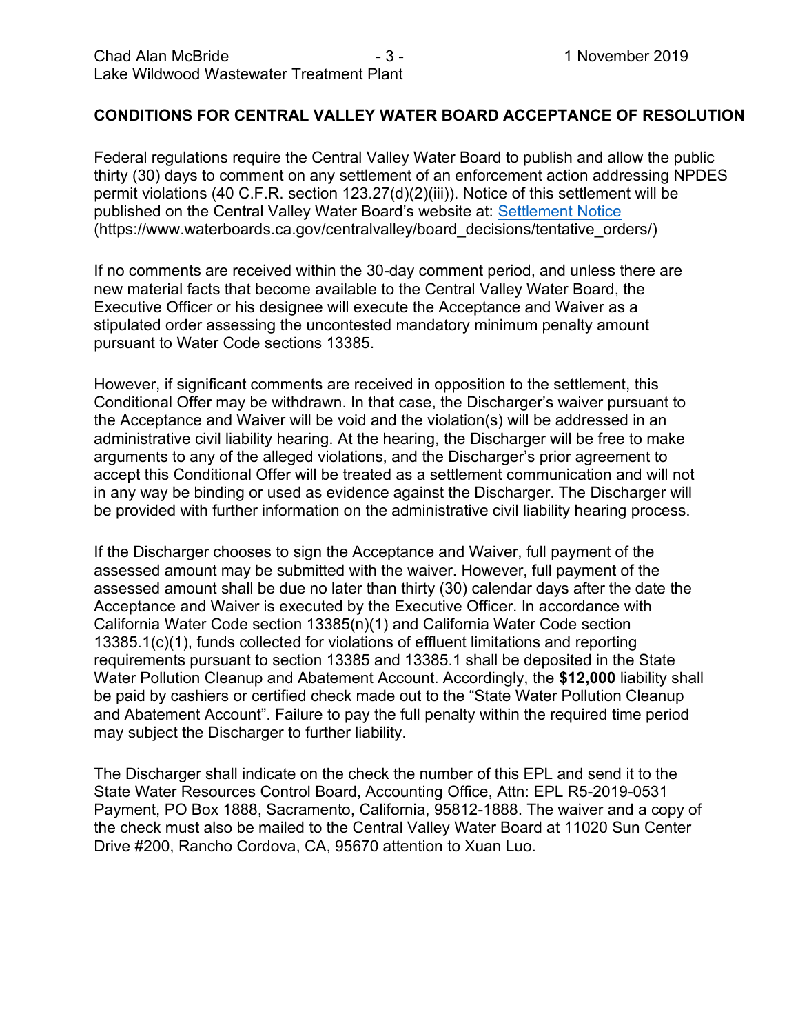## CONDITIONS FOR CENTRAL VALLEY WATER BOARD ACCEPTANCE OF RESOLUTION

Federal regulations require the Central Valley Water Board to publish and allow the public thirty (30) days to comment on any settlement of an enforcement action addressing NPDES permit violations (40 C.F.R. section 123.27(d)(2)(iii)). Notice of this settlement will be published on the Central Valley Water Board's website at: Settlement Notice (https://www.waterboards.ca.gov/centralvalley/board_decisions/tentative_orders/)

If no comments are received within the 30-day comment period, and unless there are new material facts that become available to the Central Valley Water Board, the Executive Officer or his designee will execute the Acceptance and Waiver as a stipulated order assessing the uncontested mandatory minimum penalty amount pursuant to Water Code sections 13385.

However, if significant comments are received in opposition to the settlement, this Conditional Offer may be withdrawn. In that case, the Discharger's waiver pursuant to the Acceptance and Waiver will be void and the violation(s) will be addressed in an administrative civil liability hearing. At the hearing, the Discharger will be free to make arguments to any of the alleged violations, and the Discharger's prior agreement to accept this Conditional Offer will be treated as a settlement communication and will not in any way be binding or used as evidence against the Discharger. The Discharger will be provided with further information on the administrative civil liability hearing process.

If the Discharger chooses to sign the Acceptance and Waiver, full payment of the assessed amount may be submitted with the waiver. However, full payment of the assessed amount shall be due no later than thirty (30) calendar days after the date the Acceptance and Waiver is executed by the Executive Officer. In accordance with California Water Code section 13385(n)(1) and California Water Code section 13385.1(c)(1), funds collected for violations of effluent limitations and reporting requirements pursuant to section 13385 and 13385.1 shall be deposited in the State Water Pollution Cleanup and Abatement Account. Accordingly, the **$12,000** liability shall be paid by cashiers or certified check made out to the "State Water Pollution Cleanup and Abatement Account". Failure to pay the full penalty within the required time period may subject the Discharger to further liability.

The Discharger shall indicate on the check the number of this EPL and send it to the State Water Resources Control Board, Accounting Office, Attn: EPL R5-2019-0531 Payment, PO Box 1888, Sacramento, California, 95812-1888. The waiver and a copy of the check must also be mailed to the Central Valley Water Board at 11020 Sun Center Drive #200, Rancho Cordova, CA, 95670 attention to Xuan Luo.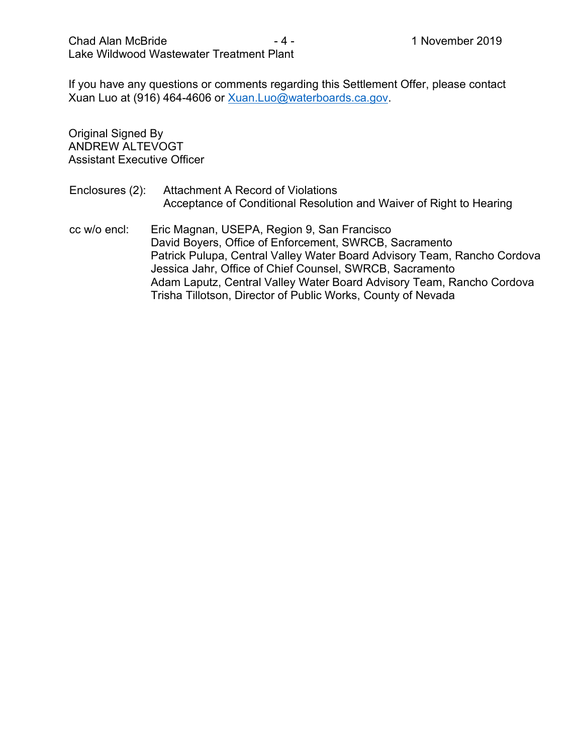If you have any questions or comments regarding this Settlement Offer, please contact Xuan Luo at (916) 464-4606 or Xuan.Luo@waterboards.ca.gov.

Original Signed By
ANDREW ALTEVOGT
Assistant Executive Officer

Enclosures (2): Attachment A Record of Violations
Acceptance of Conditional Resolution and Waiver of Right to Hearing

cc w/o encl: Eric Magnan, USEPA, Region 9, San Francisco
David Boyers, Office of Enforcement, SWRCB, Sacramento
Patrick Pulupa, Central Valley Water Board Advisory Team, Rancho Cordova
Jessica Jahr, Office of Chief Counsel, SWRCB, Sacramento
Adam Laputz, Central Valley Water Board Advisory Team, Rancho Cordova
Trisha Tillotson, Director of Public Works, County of Nevada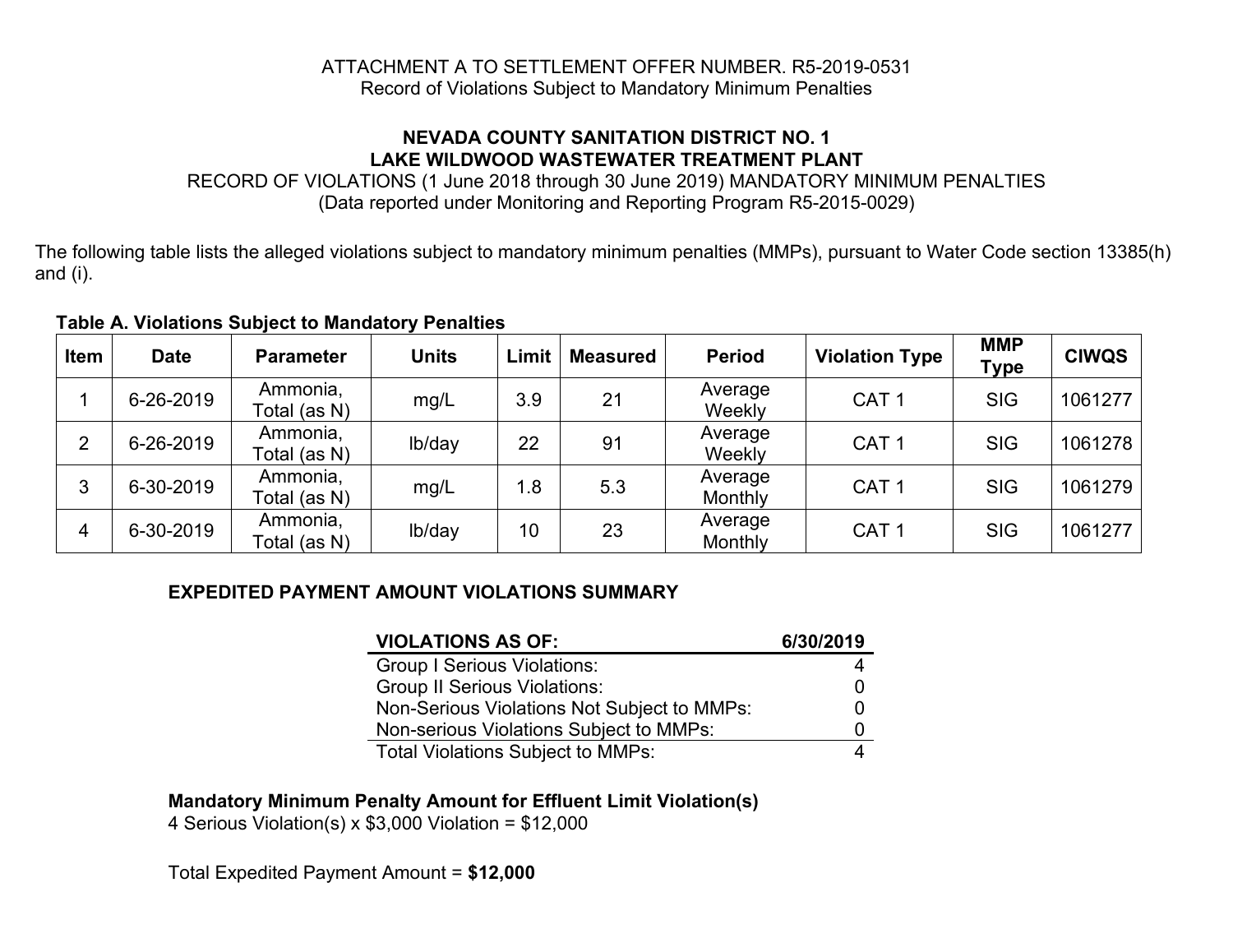ATTACHMENT A TO SETTLEMENT OFFER NUMBER. R5-2019-0531
Record of Violations Subject to Mandatory Minimum Penalties

**NEVADA COUNTY SANITATION DISTRICT NO. 1**
**LAKE WILDWOOD WASTEWATER TREATMENT PLANT**
RECORD OF VIOLATIONS (1 June 2018 through 30 June 2019) MANDATORY MINIMUM PENALTIES
(Data reported under Monitoring and Reporting Program R5-2015-0029)

The following table lists the alleged violations subject to mandatory minimum penalties (MMPs), pursuant to Water Code section 13385(h) and (i).

**Table A. Violations Subject to Mandatory Penalties**

| Item | Date | Parameter | Units | Limit | Measured | Period | Violation Type | MMP Type | CIWQS |
|---|---|---|---|---|---|---|---|---|---|
| 1 | 6-26-2019 | Ammonia, Total (as N) | mg/L | 3.9 | 21 | Average Weekly | CAT 1 | SIG | 1061277 |
| 2 | 6-26-2019 | Ammonia, Total (as N) | lb/day | 22 | 91 | Average Weekly | CAT 1 | SIG | 1061278 |
| 3 | 6-30-2019 | Ammonia, Total (as N) | mg/L | 1.8 | 5.3 | Average Monthly | CAT 1 | SIG | 1061279 |
| 4 | 6-30-2019 | Ammonia, Total (as N) | lb/day | 10 | 23 | Average Monthly | CAT 1 | SIG | 1061277 |

**EXPEDITED PAYMENT AMOUNT VIOLATIONS SUMMARY**

| VIOLATIONS AS OF: | 6/30/2019 |
|---|---|
| Group I Serious Violations: | 4 |
| Group II Serious Violations: | 0 |
| Non-Serious Violations Not Subject to MMPs: | 0 |
| Non-serious Violations Subject to MMPs: | 0 |
| Total Violations Subject to MMPs: | 4 |

**Mandatory Minimum Penalty Amount for Effluent Limit Violation(s)**
4 Serious Violation(s) x $3,000 Violation = $12,000

Total Expedited Payment Amount = **$12,000**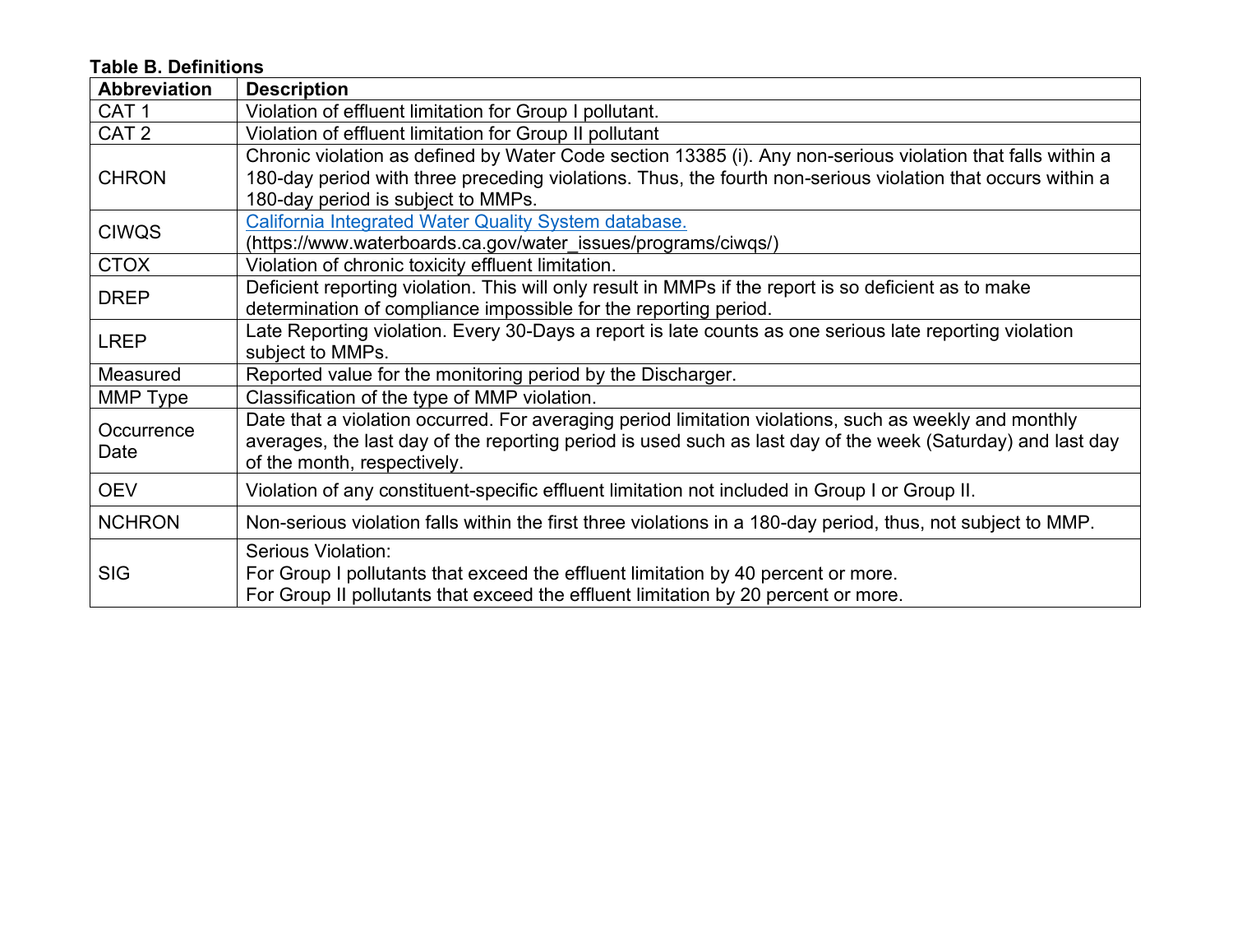**Table B. Definitions**

| Abbreviation | Description |
|---|---|
| CAT 1 | Violation of effluent limitation for Group I pollutant. |
| CAT 2 | Violation of effluent limitation for Group II pollutant |
| CHRON | Chronic violation as defined by Water Code section 13385 (i). Any non-serious violation that falls within a 180-day period with three preceding violations. Thus, the fourth non-serious violation that occurs within a 180-day period is subject to MMPs. |
| CIWQS | [California Integrated Water Quality System database.](https://www.waterboards.ca.gov/water_issues/programs/ciwqs/) (https://www.waterboards.ca.gov/water_issues/programs/ciwqs/) |
| CTOX | Violation of chronic toxicity effluent limitation. |
| DREP | Deficient reporting violation. This will only result in MMPs if the report is so deficient as to make determination of compliance impossible for the reporting period. |
| LREP | Late Reporting violation. Every 30-Days a report is late counts as one serious late reporting violation subject to MMPs. |
| Measured | Reported value for the monitoring period by the Discharger. |
| MMP Type | Classification of the type of MMP violation. |
| Occurrence Date | Date that a violation occurred. For averaging period limitation violations, such as weekly and monthly averages, the last day of the reporting period is used such as last day of the week (Saturday) and last day of the month, respectively. |
| OEV | Violation of any constituent-specific effluent limitation not included in Group I or Group II. |
| NCHRON | Non-serious violation falls within the first three violations in a 180-day period, thus, not subject to MMP. |
| SIG | Serious Violation:<br>For Group I pollutants that exceed the effluent limitation by 40 percent or more.<br>For Group II pollutants that exceed the effluent limitation by 20 percent or more. |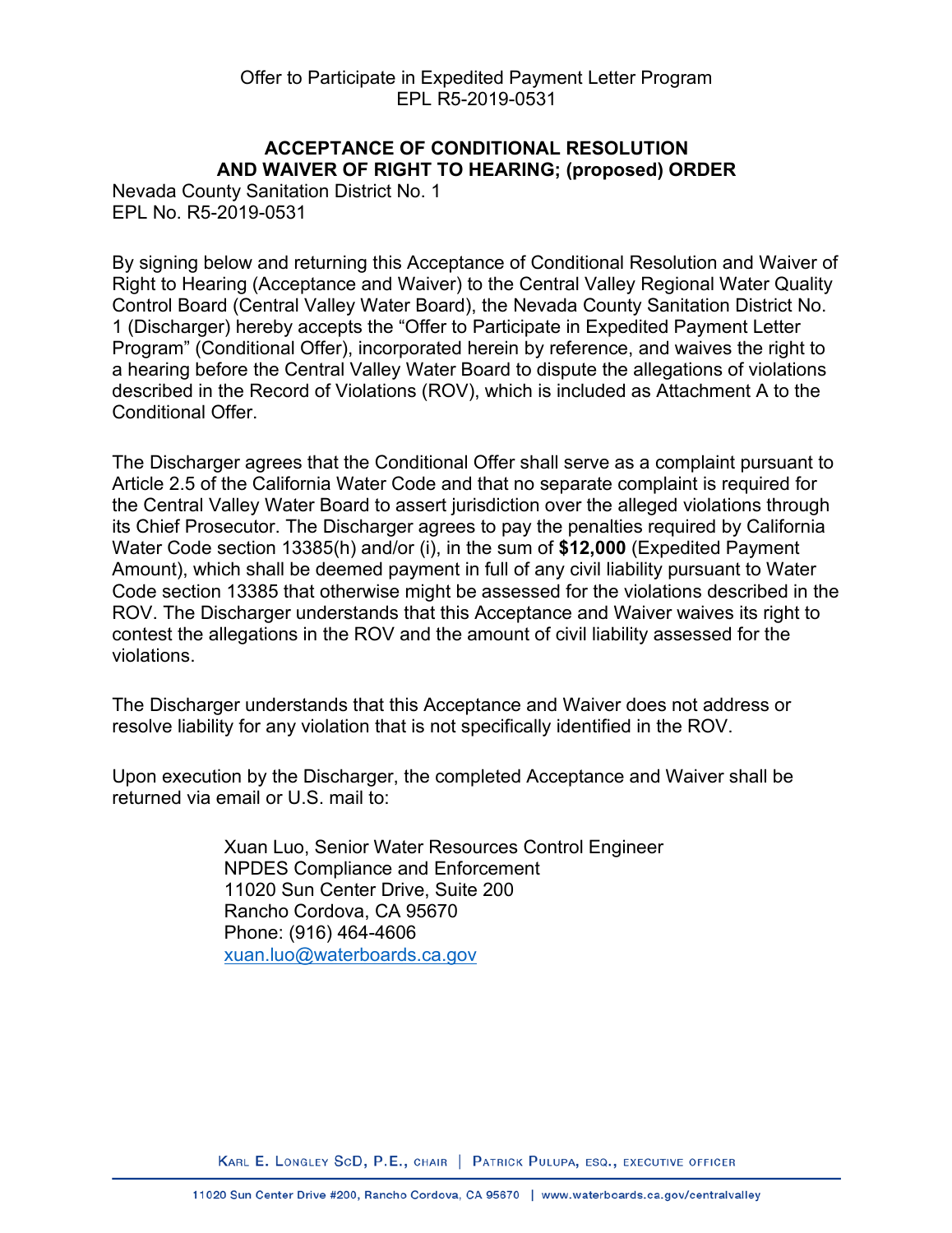Offer to Participate in Expedited Payment Letter Program
EPL R5-2019-0531

**ACCEPTANCE OF CONDITIONAL RESOLUTION AND WAIVER OF RIGHT TO HEARING; (proposed) ORDER**

Nevada County Sanitation District No. 1
EPL No. R5-2019-0531

By signing below and returning this Acceptance of Conditional Resolution and Waiver of Right to Hearing (Acceptance and Waiver) to the Central Valley Regional Water Quality Control Board (Central Valley Water Board), the Nevada County Sanitation District No. 1 (Discharger) hereby accepts the "Offer to Participate in Expedited Payment Letter Program" (Conditional Offer), incorporated herein by reference, and waives the right to a hearing before the Central Valley Water Board to dispute the allegations of violations described in the Record of Violations (ROV), which is included as Attachment A to the Conditional Offer.

The Discharger agrees that the Conditional Offer shall serve as a complaint pursuant to Article 2.5 of the California Water Code and that no separate complaint is required for the Central Valley Water Board to assert jurisdiction over the alleged violations through its Chief Prosecutor. The Discharger agrees to pay the penalties required by California Water Code section 13385(h) and/or (i), in the sum of **$12,000** (Expedited Payment Amount), which shall be deemed payment in full of any civil liability pursuant to Water Code section 13385 that otherwise might be assessed for the violations described in the ROV. The Discharger understands that this Acceptance and Waiver waives its right to contest the allegations in the ROV and the amount of civil liability assessed for the violations.

The Discharger understands that this Acceptance and Waiver does not address or resolve liability for any violation that is not specifically identified in the ROV.

Upon execution by the Discharger, the completed Acceptance and Waiver shall be returned via email or U.S. mail to:

Xuan Luo, Senior Water Resources Control Engineer
NPDES Compliance and Enforcement
11020 Sun Center Drive, Suite 200
Rancho Cordova, CA 95670
Phone: (916) 464-4606
xuan.luo@waterboards.ca.gov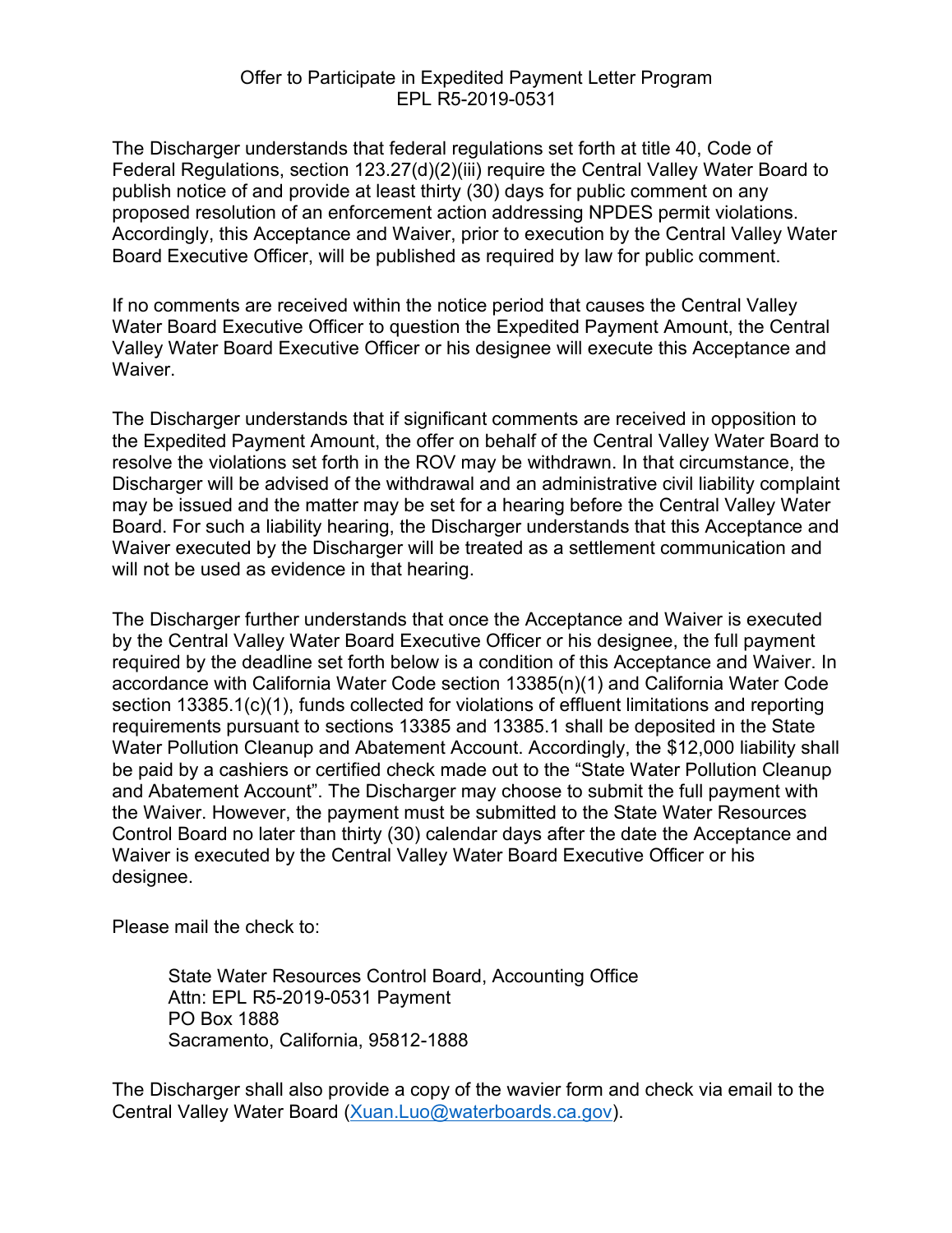Offer to Participate in Expedited Payment Letter Program
EPL R5-2019-0531

The Discharger understands that federal regulations set forth at title 40, Code of Federal Regulations, section 123.27(d)(2)(iii) require the Central Valley Water Board to publish notice of and provide at least thirty (30) days for public comment on any proposed resolution of an enforcement action addressing NPDES permit violations. Accordingly, this Acceptance and Waiver, prior to execution by the Central Valley Water Board Executive Officer, will be published as required by law for public comment.

If no comments are received within the notice period that causes the Central Valley Water Board Executive Officer to question the Expedited Payment Amount, the Central Valley Water Board Executive Officer or his designee will execute this Acceptance and Waiver.

The Discharger understands that if significant comments are received in opposition to the Expedited Payment Amount, the offer on behalf of the Central Valley Water Board to resolve the violations set forth in the ROV may be withdrawn. In that circumstance, the Discharger will be advised of the withdrawal and an administrative civil liability complaint may be issued and the matter may be set for a hearing before the Central Valley Water Board. For such a liability hearing, the Discharger understands that this Acceptance and Waiver executed by the Discharger will be treated as a settlement communication and will not be used as evidence in that hearing.

The Discharger further understands that once the Acceptance and Waiver is executed by the Central Valley Water Board Executive Officer or his designee, the full payment required by the deadline set forth below is a condition of this Acceptance and Waiver. In accordance with California Water Code section 13385(n)(1) and California Water Code section 13385.1(c)(1), funds collected for violations of effluent limitations and reporting requirements pursuant to sections 13385 and 13385.1 shall be deposited in the State Water Pollution Cleanup and Abatement Account. Accordingly, the $12,000 liability shall be paid by a cashiers or certified check made out to the "State Water Pollution Cleanup and Abatement Account". The Discharger may choose to submit the full payment with the Waiver. However, the payment must be submitted to the State Water Resources Control Board no later than thirty (30) calendar days after the date the Acceptance and Waiver is executed by the Central Valley Water Board Executive Officer or his designee.

Please mail the check to:

> State Water Resources Control Board, Accounting Office
> Attn: EPL R5-2019-0531 Payment
> PO Box 1888
> Sacramento, California, 95812-1888

The Discharger shall also provide a copy of the wavier form and check via email to the Central Valley Water Board (Xuan.Luo@waterboards.ca.gov).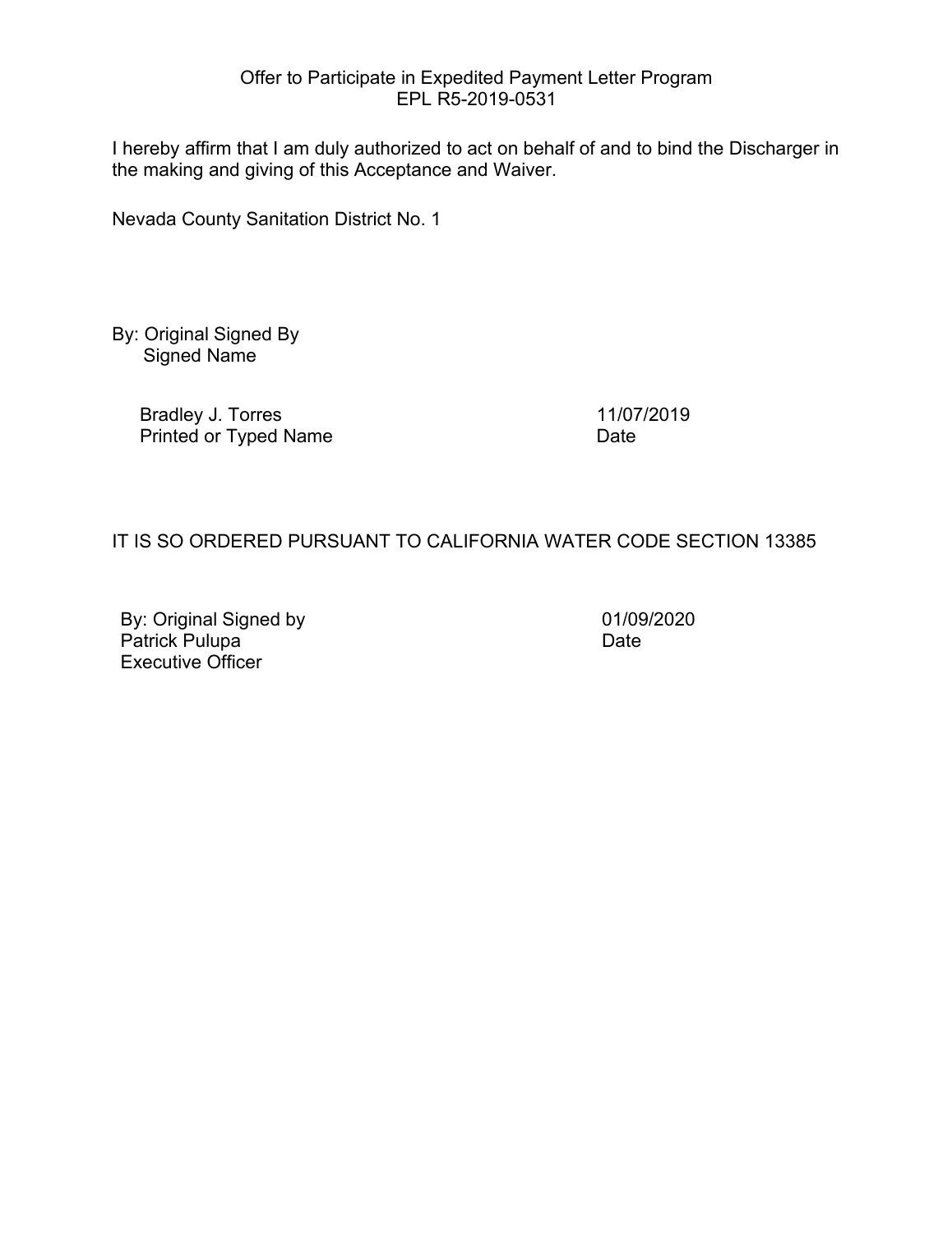Offer to Participate in Expedited Payment Letter Program
EPL R5-2019-0531

I hereby affirm that I am duly authorized to act on behalf of and to bind the Discharger in the making and giving of this Acceptance and Waiver.

Nevada County Sanitation District No. 1

By: Original Signed By
Signed Name

Bradley J. Torres
Printed or Typed Name

11/07/2019
Date

IT IS SO ORDERED PURSUANT TO CALIFORNIA WATER CODE SECTION 13385

By: Original Signed by
Patrick Pulupa
Executive Officer

01/09/2020
Date